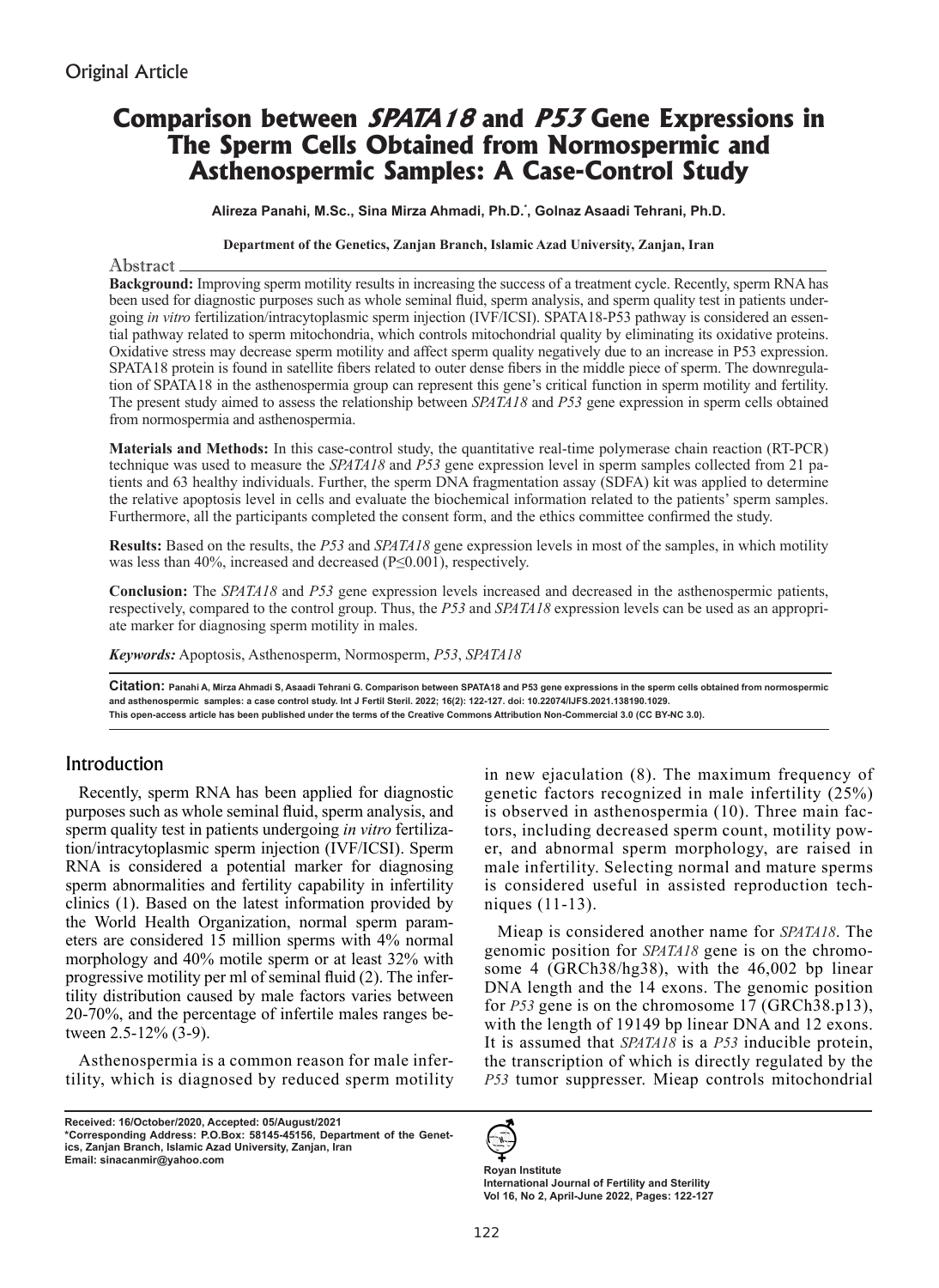Original Article

# Comparison between *SPATA18* and *P53* Gene Expressions in The Sperm Cells Obtained from Normospermic and Asthenospermic Samples: A Case-Control Study

**Alireza Panahi, M.Sc., Sina Mirza Ahmadi, Ph.D.*, Golnaz Asaadi Tehrani, Ph.D.**

**Department of the Genetics, Zanjan Branch, Islamic Azad University, Zanjan, Iran**

## Abstract

**Background:** Improving sperm motility results in increasing the success of a treatment cycle. Recently, sperm RNA has been used for diagnostic purposes such as whole seminal fluid, sperm analysis, and sperm quality test in patients undergoing *in vitro* fertilization/intracytoplasmic sperm injection (IVF/ICSI). SPATA18-P53 pathway is considered an essential pathway related to sperm mitochondria, which controls mitochondrial quality by eliminating its oxidative proteins. Oxidative stress may decrease sperm motility and affect sperm quality negatively due to an increase in P53 expression. SPATA18 protein is found in satellite fibers related to outer dense fibers in the middle piece of sperm. The downregulation of SPATA18 in the asthenospermia group can represent this gene's critical function in sperm motility and fertility. The present study aimed to assess the relationship between *SPATA18* and *P53* gene expression in sperm cells obtained from normospermia and asthenospermia.

**Materials and Methods:** In this case-control study, the quantitative real-time polymerase chain reaction (RT-PCR) technique was used to measure the *SPATA18* and *P53* gene expression level in sperm samples collected from 21 patients and 63 healthy individuals. Further, the sperm DNA fragmentation assay (SDFA) kit was applied to determine the relative apoptosis level in cells and evaluate the biochemical information related to the patients' sperm samples. Furthermore, all the participants completed the consent form, and the ethics committee confirmed the study.

**Results:** Based on the results, the *P53* and *SPATA18* gene expression levels in most of the samples, in which motility was less than 40%, increased and decreased ($P \leq 0.001$), respectively.

**Conclusion:** The *SPATA18* and *P53* gene expression levels increased and decreased in the asthenospermic patients, respectively, compared to the control group. Thus, the *P53* and *SPATA18* expression levels can be used as an appropriate marker for diagnosing sperm motility in males.

***Keywords:*** Apoptosis, Asthenosperm, Normosperm, *P53*, *SPATA18*

**Citation:** Panahi A, Mirza Ahmadi S, Asaadi Tehrani G. Comparison between SPATA18 and P53 gene expressions in the sperm cells obtained from normospermic and asthenospermic samples: a case control study. Int J Fertil Steril. 2022; 16(2): 122-127. doi: 10.22074/IJFS.2021.138190.1029.
This open-access article has been published under the terms of the Creative Commons Attribution Non-Commercial 3.0 (CC BY-NC 3.0).

## Introduction

Recently, sperm RNA has been applied for diagnostic purposes such as whole seminal fluid, sperm analysis, and sperm quality test in patients undergoing *in vitro* fertilization/intracytoplasmic sperm injection (IVF/ICSI). Sperm RNA is considered a potential marker for diagnosing sperm abnormalities and fertility capability in infertility clinics (1). Based on the latest information provided by the World Health Organization, normal sperm parameters are considered 15 million sperms with 4% normal morphology and 40% motile sperm or at least 32% with progressive motility per ml of seminal fluid (2). The infertility distribution caused by male factors varies between 20-70%, and the percentage of infertile males ranges between 2.5-12% (3-9).

Asthenospermia is a common reason for male infertility, which is diagnosed by reduced sperm motility in new ejaculation (8). The maximum frequency of genetic factors recognized in male infertility (25%) is observed in asthenospermia (10). Three main factors, including decreased sperm count, motility power, and abnormal sperm morphology, are raised in male infertility. Selecting normal and mature sperms is considered useful in assisted reproduction techniques (11-13).

Mieap is considered another name for *SPATA18*. The genomic position for *SPATA18* gene is on the chromosome 4 (GRCh38/hg38), with the 46,002 bp linear DNA length and the 14 exons. The genomic position for *P53* gene is on the chromosome 17 (GRCh38.p13), with the length of 19149 bp linear DNA and 12 exons. It is assumed that *SPATA18* is a *P53* inducible protein, the transcription of which is directly regulated by the *P53* tumor suppresser. Mieap controls mitochondrial

**Received: 16/October/2020, Accepted: 05/August/2021**
**\*Corresponding Address: P.O.Box: 58145-45156, Department of the Genetics, Zanjan Branch, Islamic Azad University, Zanjan, Iran**
**Email: sinacanmir@yahoo.com**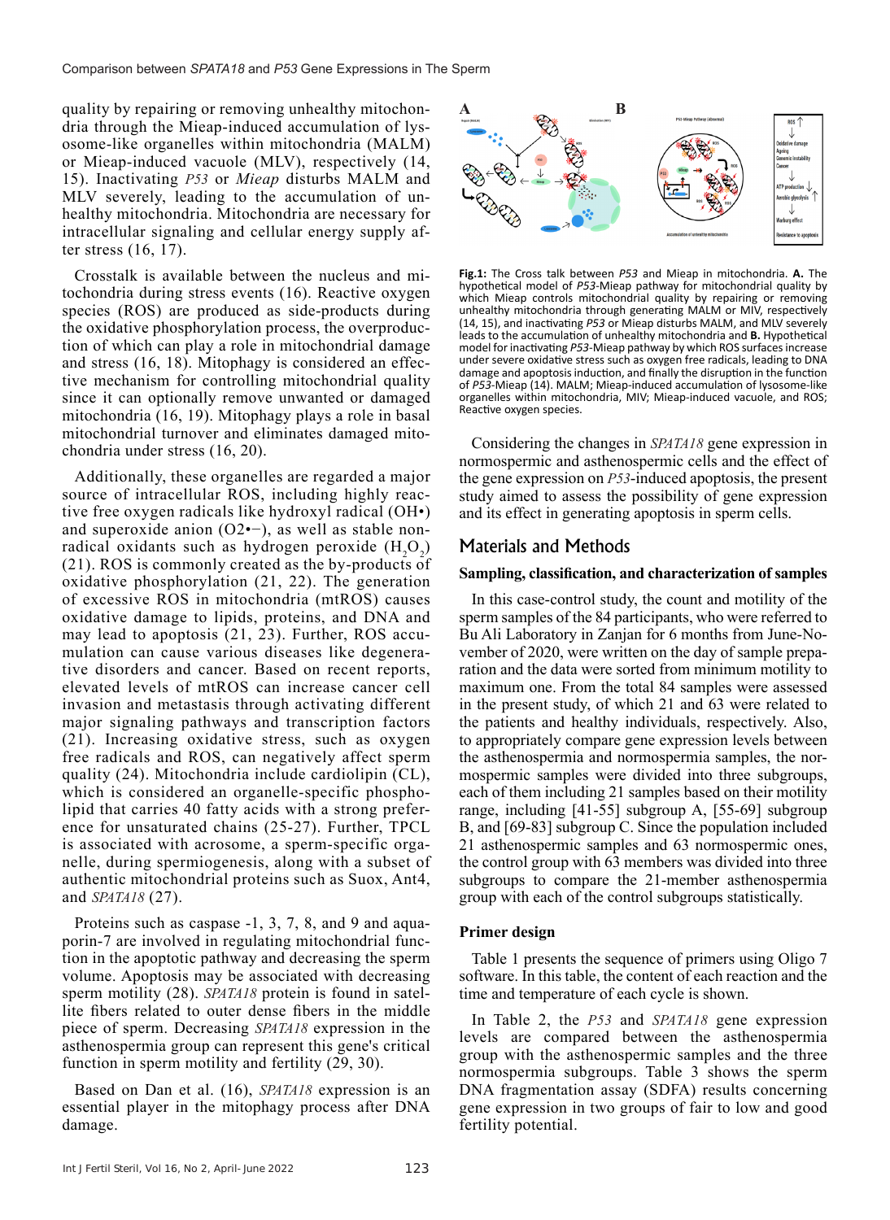quality by repairing or removing unhealthy mitochondria through the Mieap-induced accumulation of lysosome-like organelles within mitochondria (MALM) or Mieap-induced vacuole (MLV), respectively (14, 15). Inactivating *P53* or *Mieap* disturbs MALM and MLV severely, leading to the accumulation of unhealthy mitochondria. Mitochondria are necessary for intracellular signaling and cellular energy supply after stress (16, 17).

Crosstalk is available between the nucleus and mitochondria during stress events (16). Reactive oxygen species (ROS) are produced as side-products during the oxidative phosphorylation process, the overproduction of which can play a role in mitochondrial damage and stress (16, 18). Mitophagy is considered an effective mechanism for controlling mitochondrial quality since it can optionally remove unwanted or damaged mitochondria (16, 19). Mitophagy plays a role in basal mitochondrial turnover and eliminates damaged mitochondria under stress (16, 20).

Additionally, these organelles are regarded a major source of intracellular ROS, including highly reactive free oxygen radicals like hydroxyl radical (OH•) and superoxide anion ($O_2^{•-}$), as well as stable non-radical oxidants such as hydrogen peroxide ($H_2O_2$) (21). ROS is commonly created as the by-products of oxidative phosphorylation (21, 22). The generation of excessive ROS in mitochondria (mtROS) causes oxidative damage to lipids, proteins, and DNA and may lead to apoptosis (21, 23). Further, ROS accumulation can cause various diseases like degenerative disorders and cancer. Based on recent reports, elevated levels of mtROS can increase cancer cell invasion and metastasis through activating different major signaling pathways and transcription factors (21). Increasing oxidative stress, such as oxygen free radicals and ROS, can negatively affect sperm quality (24). Mitochondria include cardiolipin (CL), which is considered an organelle-specific phospholipid that carries 40 fatty acids with a strong preference for unsaturated chains (25-27). Further, TPCL is associated with acrosome, a sperm-specific organelle, during spermiogenesis, along with a subset of authentic mitochondrial proteins such as Suox, Ant4, and *SPATA18* (27).

Proteins such as caspase -1, 3, 7, 8, and 9 and aquaporin-7 are involved in regulating mitochondrial function in the apoptotic pathway and decreasing the sperm volume. Apoptosis may be associated with decreasing sperm motility (28). *SPATA18* protein is found in satellite fibers related to outer dense fibers in the middle piece of sperm. Decreasing *SPATA18* expression in the asthenospermia group can represent this gene's critical function in sperm motility and fertility (29, 30).

Based on Dan et al. (16), *SPATA18* expression is an essential player in the mitophagy process after DNA damage.

**Fig.1:** The Cross talk between *P53* and Mieap in mitochondria. **A.** The hypothetical model of *P53*-Mieap pathway for mitochondrial quality by which Mieap controls mitochondrial quality by repairing or removing unhealthy mitochondria through generating MALM or MIV, respectively (14, 15), and inactivating *P53* or Mieap disturbs MALM, and MLV severely leads to the accumulation of unhealthy mitochondria and **B.** Hypothetical model for inactivating *P53*-Mieap pathway by which ROS surfaces increase under severe oxidative stress such as oxygen free radicals, leading to DNA damage and apoptosis induction, and finally the disruption in the function of *P53*-Mieap (14). MALM; Mieap-induced accumulation of lysosome-like organelles within mitochondria, MIV; Mieap-induced vacuole, and ROS; Reactive oxygen species.

Considering the changes in *SPATA18* gene expression in normospermic and asthenospermic cells and the effect of the gene expression on *P53*-induced apoptosis, the present study aimed to assess the possibility of gene expression and its effect in generating apoptosis in sperm cells.

## Materials and Methods

### Sampling, classification, and characterization of samples

In this case-control study, the count and motility of the sperm samples of the 84 participants, who were referred to Bu Ali Laboratory in Zanjan for 6 months from June-November of 2020, were written on the day of sample preparation and the data were sorted from minimum motility to maximum one. From the total 84 samples were assessed in the present study, of which 21 and 63 were related to the patients and healthy individuals, respectively. Also, to appropriately compare gene expression levels between the asthenospermia and normospermia samples, the normospermic samples were divided into three subgroups, each of them including 21 samples based on their motility range, including [41-55] subgroup A, [55-69] subgroup B, and [69-83] subgroup C. Since the population included 21 asthenospermic samples and 63 normospermic ones, the control group with 63 members was divided into three subgroups to compare the 21-member asthenospermia group with each of the control subgroups statistically.

### Primer design

Table 1 presents the sequence of primers using Oligo 7 software. In this table, the content of each reaction and the time and temperature of each cycle is shown.

In Table 2, the *P53* and *SPATA18* gene expression levels are compared between the asthenospermia group with the asthenospermic samples and the three normospermia subgroups. Table 3 shows the sperm DNA fragmentation assay (SDFA) results concerning gene expression in two groups of fair to low and good fertility potential.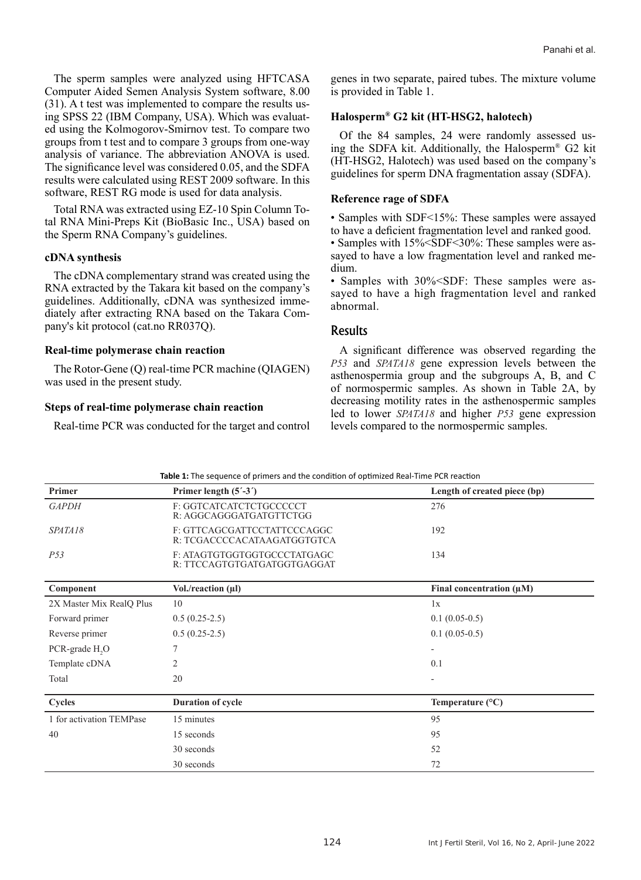The sperm samples were analyzed using HFTCASA Computer Aided Semen Analysis System software, 8.00 (31). A t test was implemented to compare the results using SPSS 22 (IBM Company, USA). Which was evaluated using the Kolmogorov-Smirnov test. To compare two groups from t test and to compare 3 groups from one-way analysis of variance. The abbreviation ANOVA is used. The significance level was considered 0.05, and the SDFA results were calculated using REST 2009 software. In this software, REST RG mode is used for data analysis.

Total RNA was extracted using EZ-10 Spin Column Total RNA Mini-Preps Kit (BioBasic Inc., USA) based on the Sperm RNA Company's guidelines.

#### cDNA synthesis

The cDNA complementary strand was created using the RNA extracted by the Takara kit based on the company's guidelines. Additionally, cDNA was synthesized immediately after extracting RNA based on the Takara Company's kit protocol (cat.no RR037Q).

#### Real-time polymerase chain reaction

The Rotor-Gene (Q) real-time PCR machine (QIAGEN) was used in the present study.

#### Steps of real-time polymerase chain reaction

Real-time PCR was conducted for the target and control genes in two separate, paired tubes. The mixture volume is provided in Table 1.

#### Halosperm® G2 kit (HT-HSG2, halotech)

Of the 84 samples, 24 were randomly assessed using the SDFA kit. Additionally, the Halosperm® G2 kit (HT-HSG2, Halotech) was used based on the company's guidelines for sperm DNA fragmentation assay (SDFA).

#### Reference rage of SDFA

- Samples with SDF<15%: These samples were assayed to have a deficient fragmentation level and ranked good.
- Samples with 15%<SDF<30%: These samples were assayed to have a low fragmentation level and ranked medium.
- Samples with 30%<SDF: These samples were assayed to have a high fragmentation level and ranked abnormal.

## Results

A significant difference was observed regarding the *P53* and *SPATA18* gene expression levels between the asthenospermia group and the subgroups A, B, and C of normospermic samples. As shown in Table 2A, by decreasing motility rates in the asthenospermic samples led to lower *SPATA18* and higher *P53* gene expression levels compared to the normospermic samples.

**Table 1:** The sequence of primers and the condition of optimized Real-Time PCR reaction

| Primer | Primer length (5´-3´) | Length of created piece (bp) |
|---|---|---|
| *GAPDH* | F: GGTCATCATCTCTGCCCCCT<br>R: AGGCAGGGATGATGTTCTGG | 276 |
| *SPATA18* | F: GTTCAGCGATTCCTATTCCCAGGC<br>R: TCGACCCCACATAAGATGGTGTCA | 192 |
| *P53* | F: ATAGTGTGGTGGTGCCCTATGAGC<br>R: TTCCAGTGTGATGATGGTGAGGAT | 134 |
| **Component** | **Vol./reaction (µl)** | **Final concentration (µM)** |
| 2X Master Mix RealQ Plus | 10 | 1x |
| Forward primer | 0.5 (0.25-2.5) | 0.1 (0.05-0.5) |
| Reverse primer | 0.5 (0.25-2.5) | 0.1 (0.05-0.5) |
| PCR-grade $H_2O$ | 7 | - |
| Template cDNA | 2 | 0.1 |
| Total | 20 | - |
| **Cycles** | **Duration of cycle** | **Temperature (°C)** |
| 1 for activation TEMPase | 15 minutes | 95 |
| 40 | 15 seconds | 95 |
| | 30 seconds | 52 |
| | 30 seconds | 72 |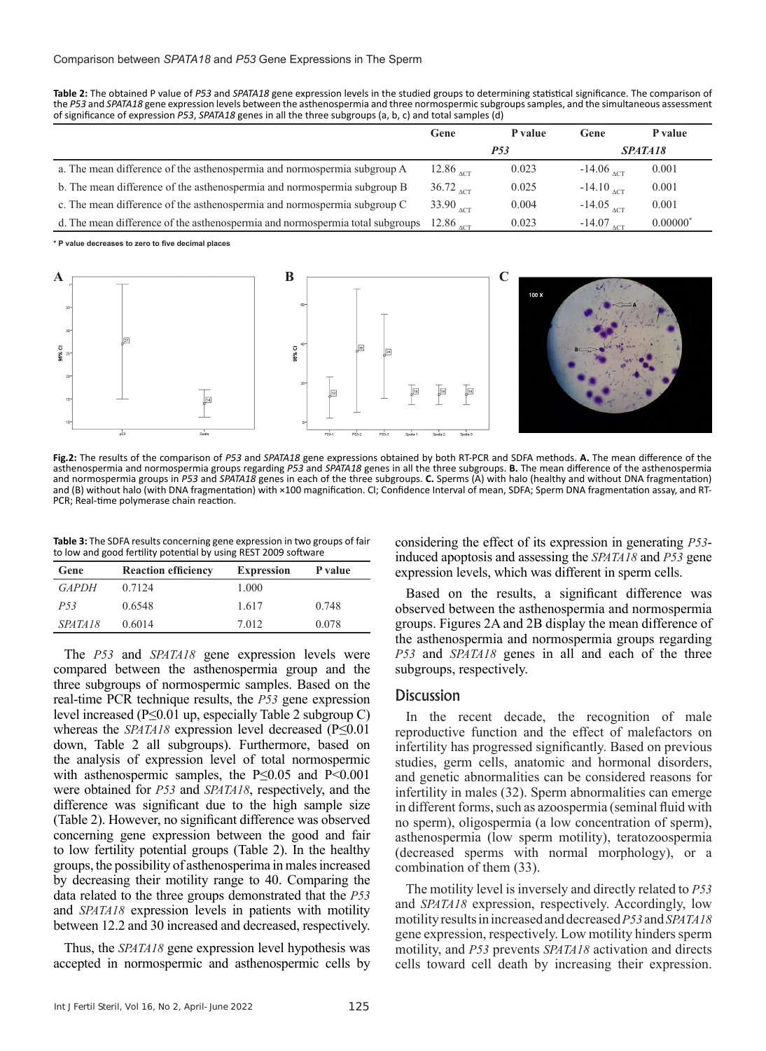**Table 2:** The obtained P value of *P53* and *SPATA18* gene expression levels in the studied groups to determining statistical significance. The comparison of the *P53* and *SPATA18* gene expression levels between the asthenospermia and three normospermic subgroups samples, and the simultaneous assessment of significance of expression *P53*, *SPATA18* genes in all the three subgroups (a, b, c) and total samples (d)

| | Gene | P value | Gene | P value |
|---|---|---|---|---|
| | *P53* | | *SPATA18* | |
| a. The mean difference of the asthenospermia and normospermia subgroup A | $12.86_{\Delta CT}$ | 0.023 | $-14.06_{\Delta CT}$ | 0.001 |
| b. The mean difference of the asthenospermia and normospermia subgroup B | $36.72_{\Delta CT}$ | 0.025 | $-14.10_{\Delta CT}$ | 0.001 |
| c. The mean difference of the asthenospermia and normospermia subgroup C | $33.90_{\Delta CT}$ | 0.004 | $-14.05_{\Delta CT}$ | 0.001 |
| d. The mean difference of the asthenospermia and normospermia total subgroups | $12.86_{\Delta CT}$ | 0.023 | $-14.07_{\Delta CT}$ | 0.00000* |

\* P value decreases to zero to five decimal places

**Fig.2:** The results of the comparison of *P53* and *SPATA18* gene expressions obtained by both RT-PCR and SDFA methods. **A.** The mean difference of the asthenospermia and normospermia groups regarding *P53* and *SPATA18* genes in all the three subgroups. **B.** The mean difference of the asthenospermia and normospermia groups in *P53* and *SPATA18* genes in each of the three subgroups. **C.** Sperms (A) with halo (healthy and without DNA fragmentation) and (B) without halo (with DNA fragmentation) with ×100 magnification. CI; Confidence Interval of mean, SDFA; Sperm DNA fragmentation assay, and RT-PCR; Real-time polymerase chain reaction.

**Table 3:** The SDFA results concerning gene expression in two groups of fair to low and good fertility potential by using REST 2009 software

| Gene | Reaction efficiency | Expression | P value |
|---|---|---|---|
| *GAPDH* | 0.7124 | 1.000 | |
| *P53* | 0.6548 | 1.617 | 0.748 |
| *SPATA18* | 0.6014 | 7.012 | 0.078 |

The *P53* and *SPATA18* gene expression levels were compared between the asthenospermia group and the three subgroups of normospermic samples. Based on the real-time PCR technique results, the *P53* gene expression level increased (P≤0.01 up, especially Table 2 subgroup C) whereas the *SPATA18* expression level decreased (P≤0.01 down, Table 2 all subgroups). Furthermore, based on the analysis of expression level of total normospermic with asthenospermic samples, the P≤0.05 and P<0.001 were obtained for *P53* and *SPATA18*, respectively, and the difference was significant due to the high sample size (Table 2). However, no significant difference was observed concerning gene expression between the good and fair to low fertility potential groups (Table 2). In the healthy groups, the possibility of asthenosperima in males increased by decreasing their motility range to 40. Comparing the data related to the three groups demonstrated that the *P53* and *SPATA18* expression levels in patients with motility between 12.2 and 30 increased and decreased, respectively.

Thus, the *SPATA18* gene expression level hypothesis was accepted in normospermic and asthenospermic cells by considering the effect of its expression in generating *P53*-induced apoptosis and assessing the *SPATA18* and *P53* gene expression levels, which was different in sperm cells.

Based on the results, a significant difference was observed between the asthenospermia and normospermia groups. Figures 2A and 2B display the mean difference of the asthenospermia and normospermia groups regarding *P53* and *SPATA18* genes in all and each of the three subgroups, respectively.

## Discussion

In the recent decade, the recognition of male reproductive function and the effect of malefactors on infertility has progressed significantly. Based on previous studies, germ cells, anatomic and hormonal disorders, and genetic abnormalities can be considered reasons for infertility in males (32). Sperm abnormalities can emerge in different forms, such as azoospermia (seminal fluid with no sperm), oligospermia (a low concentration of sperm), asthenospermia (low sperm motility), teratozoospermia (decreased sperms with normal morphology), or a combination of them (33).

The motility level is inversely and directly related to *P53* and *SPATA18* expression, respectively. Accordingly, low motility results in increased and decreased *P53* and *SPATA18* gene expression, respectively. Low motility hinders sperm motility, and *P53* prevents *SPATA18* activation and directs cells toward cell death by increasing their expression.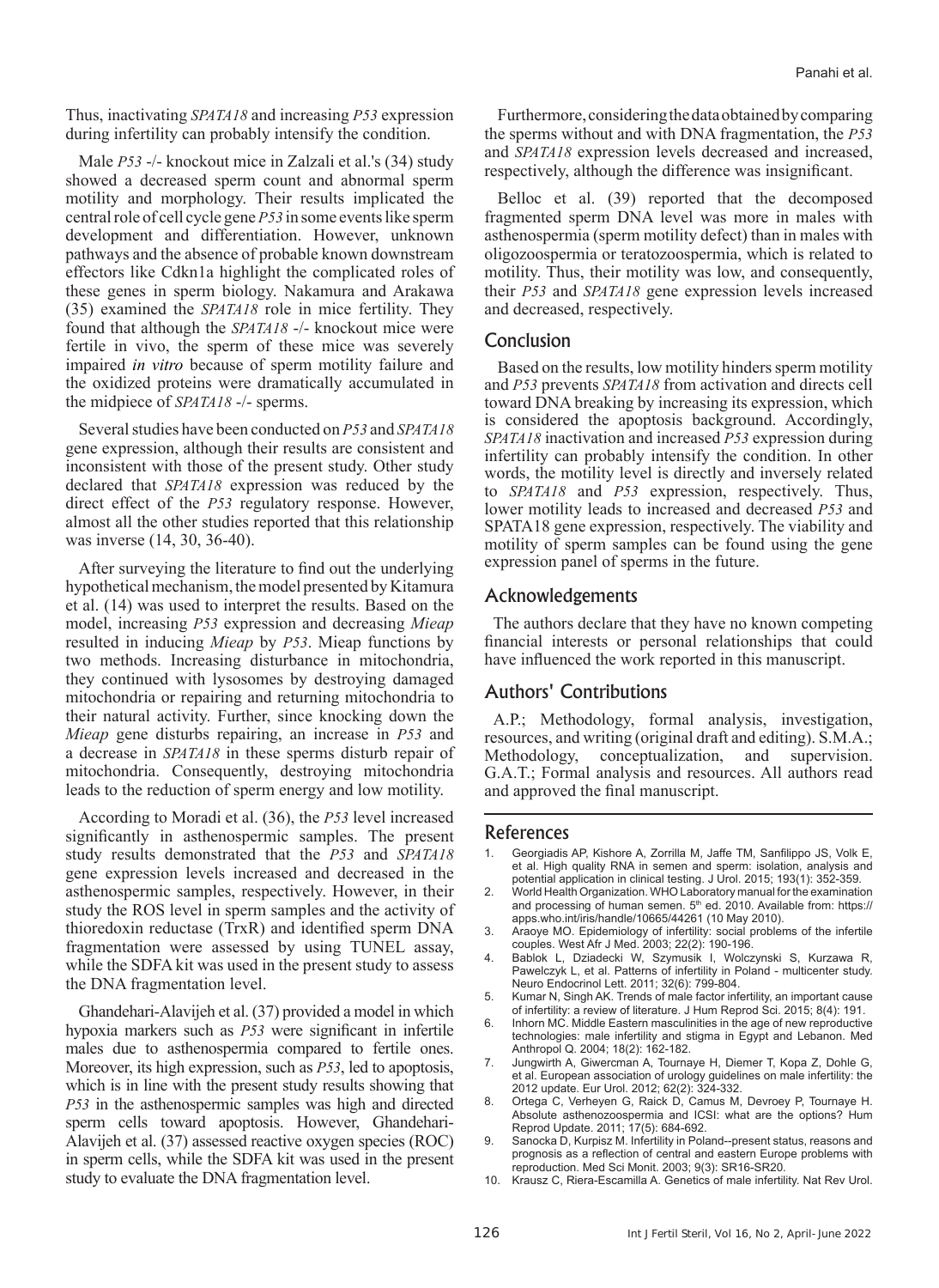Thus, inactivating *SPATA18* and increasing *P53* expression during infertility can probably intensify the condition.

Male *P53* -/- knockout mice in Zalzali et al.'s (34) study showed a decreased sperm count and abnormal sperm motility and morphology. Their results implicated the central role of cell cycle gene *P53* in some events like sperm development and differentiation. However, unknown pathways and the absence of probable known downstream effectors like Cdkn1a highlight the complicated roles of these genes in sperm biology. Nakamura and Arakawa (35) examined the *SPATA18* role in mice fertility. They found that although the *SPATA18* -/- knockout mice were fertile in vivo, the sperm of these mice was severely impaired *in vitro* because of sperm motility failure and the oxidized proteins were dramatically accumulated in the midpiece of *SPATA18* -/- sperms.

Several studies have been conducted on *P53* and *SPATA18* gene expression, although their results are consistent and inconsistent with those of the present study. Other study declared that *SPATA18* expression was reduced by the direct effect of the *P53* regulatory response. However, almost all the other studies reported that this relationship was inverse (14, 30, 36-40).

After surveying the literature to find out the underlying hypothetical mechanism, the model presented by Kitamura et al. (14) was used to interpret the results. Based on the model, increasing *P53* expression and decreasing *Mieap* resulted in inducing *Mieap* by *P53*. Mieap functions by two methods. Increasing disturbance in mitochondria, they continued with lysosomes by destroying damaged mitochondria or repairing and returning mitochondria to their natural activity. Further, since knocking down the *Mieap* gene disturbs repairing, an increase in *P53* and a decrease in *SPATA18* in these sperms disturb repair of mitochondria. Consequently, destroying mitochondria leads to the reduction of sperm energy and low motility.

According to Moradi et al. (36), the *P53* level increased significantly in asthenospermic samples. The present study results demonstrated that the *P53* and *SPATA18* gene expression levels increased and decreased in the asthenospermic samples, respectively. However, in their study the ROS level in sperm samples and the activity of thioredoxin reductase (TrxR) and identified sperm DNA fragmentation were assessed by using TUNEL assay, while the SDFA kit was used in the present study to assess the DNA fragmentation level.

Ghandehari-Alavijeh et al. (37) provided a model in which hypoxia markers such as *P53* were significant in infertile males due to asthenospermia compared to fertile ones. Moreover, its high expression, such as *P53*, led to apoptosis, which is in line with the present study results showing that *P53* in the asthenospermic samples was high and directed sperm cells toward apoptosis. However, Ghandehari-Alavijeh et al. (37) assessed reactive oxygen species (ROC) in sperm cells, while the SDFA kit was used in the present study to evaluate the DNA fragmentation level.

Furthermore, considering the data obtained by comparing the sperms without and with DNA fragmentation, the *P53* and *SPATA18* expression levels decreased and increased, respectively, although the difference was insignificant.

Belloc et al. (39) reported that the decomposed fragmented sperm DNA level was more in males with asthenospermia (sperm motility defect) than in males with oligozoospermia or teratozoospermia, which is related to motility. Thus, their motility was low, and consequently, their *P53* and *SPATA18* gene expression levels increased and decreased, respectively.

## Conclusion

Based on the results, low motility hinders sperm motility and *P53* prevents *SPATA18* from activation and directs cell toward DNA breaking by increasing its expression, which is considered the apoptosis background. Accordingly, *SPATA18* inactivation and increased *P53* expression during infertility can probably intensify the condition. In other words, the motility level is directly and inversely related to *SPATA18* and *P53* expression, respectively. Thus, lower motility leads to increased and decreased *P53* and SPATA18 gene expression, respectively. The viability and motility of sperm samples can be found using the gene expression panel of sperms in the future.

## Acknowledgements

The authors declare that they have no known competing financial interests or personal relationships that could have influenced the work reported in this manuscript.

## Authors' Contributions

A.P.; Methodology, formal analysis, investigation, resources, and writing (original draft and editing). S.M.A.; Methodology, conceptualization, and supervision. G.A.T.; Formal analysis and resources. All authors read and approved the final manuscript.

## References

1. Georgiadis AP, Kishore A, Zorrilla M, Jaffe TM, Sanfilippo JS, Volk E, et al. High quality RNA in semen and sperm: isolation, analysis and potential application in clinical testing. J Urol. 2015; 193(1): 352-359.
2. World Health Organization. WHO Laboratory manual for the examination and processing of human semen. 5th ed. 2010. Available from: https://apps.who.int/iris/handle/10665/44261 (10 May 2010).
3. Araoye MO. Epidemiology of infertility: social problems of the infertile couples. West Afr J Med. 2003; 22(2): 190-196.
4. Bablok L, Dziadecki W, Szymusik I, Wolczynski S, Kurzawa R, Pawelczyk L, et al. Patterns of infertility in Poland - multicenter study. Neuro Endocrinol Lett. 2011; 32(6): 799-804.
5. Kumar N, Singh AK. Trends of male factor infertility, an important cause of infertility: a review of literature. J Hum Reprod Sci. 2015; 8(4): 191.
6. Inhorn MC. Middle Eastern masculinities in the age of new reproductive technologies: male infertility and stigma in Egypt and Lebanon. Med Anthropol Q. 2004; 18(2): 162-182.
7. Jungwirth A, Giwercman A, Tournaye H, Diemer T, Kopa Z, Dohle G, et al. European association of urology guidelines on male infertility: the 2012 update. Eur Urol. 2012; 62(2): 324-332.
8. Ortega C, Verheyen G, Raick D, Camus M, Devroey P, Tournaye H. Absolute asthenozoospermia and ICSI: what are the options? Hum Reprod Update. 2011; 17(5): 684-692.
9. Sanocka D, Kurpisz M. Infertility in Poland--present status, reasons and prognosis as a reflection of central and eastern Europe problems with reproduction. Med Sci Monit. 2003; 9(3): SR16-SR20.
10. Krausz C, Riera-Escamilla A. Genetics of male infertility. Nat Rev Urol.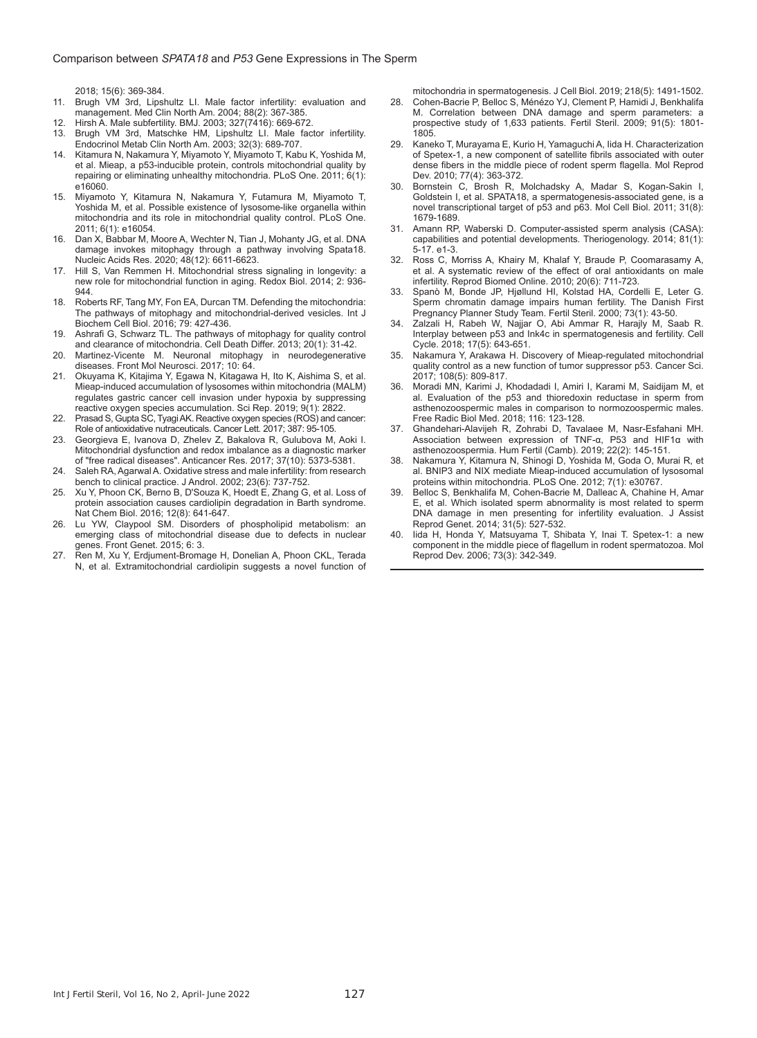2018; 15(6): 369-384.

11. Brugh VM 3rd, Lipshultz LI. Male factor infertility: evaluation and management. Med Clin North Am. 2004; 88(2): 367-385.
12. Hirsh A. Male subfertility. BMJ. 2003; 327(7416): 669-672.
13. Brugh VM 3rd, Matschke HM, Lipshultz LI. Male factor infertility. Endocrinol Metab Clin North Am. 2003; 32(3): 689-707.
14. Kitamura N, Nakamura Y, Miyamoto Y, Miyamoto T, Kabu K, Yoshida M, et al. Mieap, a p53-inducible protein, controls mitochondrial quality by repairing or eliminating unhealthy mitochondria. PLoS One. 2011; 6(1): e16060.
15. Miyamoto Y, Kitamura N, Nakamura Y, Futamura M, Miyamoto T, Yoshida M, et al. Possible existence of lysosome-like organella within mitochondria and its role in mitochondrial quality control. PLoS One. 2011; 6(1): e16054.
16. Dan X, Babbar M, Moore A, Wechter N, Tian J, Mohanty JG, et al. DNA damage invokes mitophagy through a pathway involving Spata18. Nucleic Acids Res. 2020; 48(12): 6611-6623.
17. Hill S, Van Remmen H. Mitochondrial stress signaling in longevity: a new role for mitochondrial function in aging. Redox Biol. 2014; 2: 936-944.
18. Roberts RF, Tang MY, Fon EA, Durcan TM. Defending the mitochondria: The pathways of mitophagy and mitochondrial-derived vesicles. Int J Biochem Cell Biol. 2016; 79: 427-436.
19. Ashrafi G, Schwarz TL. The pathways of mitophagy for quality control and clearance of mitochondria. Cell Death Differ. 2013; 20(1): 31-42.
20. Martinez-Vicente M. Neuronal mitophagy in neurodegenerative diseases. Front Mol Neurosci. 2017; 10: 64.
21. Okuyama K, Kitajima Y, Egawa N, Kitagawa H, Ito K, Aishima S, et al. Mieap-induced accumulation of lysosomes within mitochondria (MALM) regulates gastric cancer cell invasion under hypoxia by suppressing reactive oxygen species accumulation. Sci Rep. 2019; 9(1): 2822.
22. Prasad S, Gupta SC, Tyagi AK. Reactive oxygen species (ROS) and cancer: Role of antioxidative nutraceuticals. Cancer Lett. 2017; 387: 95-105.
23. Georgieva E, Ivanova D, Zhelev Z, Bakalova R, Gulubova M, Aoki I. Mitochondrial dysfunction and redox imbalance as a diagnostic marker of "free radical diseases". Anticancer Res. 2017; 37(10): 5373-5381.
24. Saleh RA, Agarwal A. Oxidative stress and male infertility: from research bench to clinical practice. J Androl. 2002; 23(6): 737-752.
25. Xu Y, Phoon CK, Berno B, D'Souza K, Hoedt E, Zhang G, et al. Loss of protein association causes cardiolipin degradation in Barth syndrome. Nat Chem Biol. 2016; 12(8): 641-647.
26. Lu YW, Claypool SM. Disorders of phospholipid metabolism: an emerging class of mitochondrial disease due to defects in nuclear genes. Front Genet. 2015; 6: 3.
27. Ren M, Xu Y, Erdjument-Bromage H, Donelian A, Phoon CKL, Terada N, et al. Extramitochondrial cardiolipin suggests a novel function of mitochondria in spermatogenesis. J Cell Biol. 2019; 218(5): 1491-1502.
28. Cohen-Bacrie P, Belloc S, Ménézo YJ, Clement P, Hamidi J, Benkhalifa M. Correlation between DNA damage and sperm parameters: a prospective study of 1,633 patients. Fertil Steril. 2009; 91(5): 1801-1805.
29. Kaneko T, Murayama E, Kurio H, Yamaguchi A, Iida H. Characterization of Spetex-1, a new component of satellite fibrils associated with outer dense fibers in the middle piece of rodent sperm flagella. Mol Reprod Dev. 2010; 77(4): 363-372.
30. Bornstein C, Brosh R, Molchadsky A, Madar S, Kogan-Sakin I, Goldstein I, et al. SPATA18, a spermatogenesis-associated gene, is a novel transcriptional target of p53 and p63. Mol Cell Biol. 2011; 31(8): 1679-1689.
31. Amann RP, Waberski D. Computer-assisted sperm analysis (CASA): capabilities and potential developments. Theriogenology. 2014; 81(1): 5-17. e1-3.
32. Ross C, Morriss A, Khairy M, Khalaf Y, Braude P, Coomarasamy A, et al. A systematic review of the effect of oral antioxidants on male infertility. Reprod Biomed Online. 2010; 20(6): 711-723.
33. Spanò M, Bonde JP, Hjøllund HI, Kolstad HA, Cordelli E, Leter G. Sperm chromatin damage impairs human fertility. The Danish First Pregnancy Planner Study Team. Fertil Steril. 2000; 73(1): 43-50.
34. Zalzali H, Rabeh W, Najjar O, Abi Ammar R, Harajly M, Saab R. Interplay between p53 and Ink4c in spermatogenesis and fertility. Cell Cycle. 2018; 17(5): 643-651.
35. Nakamura Y, Arakawa H. Discovery of Mieap-regulated mitochondrial quality control as a new function of tumor suppressor p53. Cancer Sci. 2017; 108(5): 809-817.
36. Moradi MN, Karimi J, Khodadadi I, Amiri I, Karami M, Saidijam M, et al. Evaluation of the p53 and thioredoxin reductase in sperm from asthenozoospermic males in comparison to normozoospermic males. Free Radic Biol Med. 2018; 116: 123-128.
37. Ghandehari-Alavijeh R, Zohrabi D, Tavalaee M, Nasr-Esfahani MH. Association between expression of TNF-α, P53 and HIF1α with asthenozoospermia. Hum Fertil (Camb). 2019; 22(2): 145-151.
38. Nakamura Y, Kitamura N, Shinogi D, Yoshida M, Goda O, Murai R, et al. BNIP3 and NIX mediate Mieap-induced accumulation of lysosomal proteins within mitochondria. PLoS One. 2012; 7(1): e30767.
39. Belloc S, Benkhalifa M, Cohen-Bacrie M, Dalleac A, Chahine H, Amar E, et al. Which isolated sperm abnormality is most related to sperm DNA damage in men presenting for infertility evaluation. J Assist Reprod Genet. 2014; 31(5): 527-532.
40. Iida H, Honda Y, Matsuyama T, Shibata Y, Inai T. Spetex-1: a new component in the middle piece of flagellum in rodent spermatozoa. Mol Reprod Dev. 2006; 73(3): 342-349.